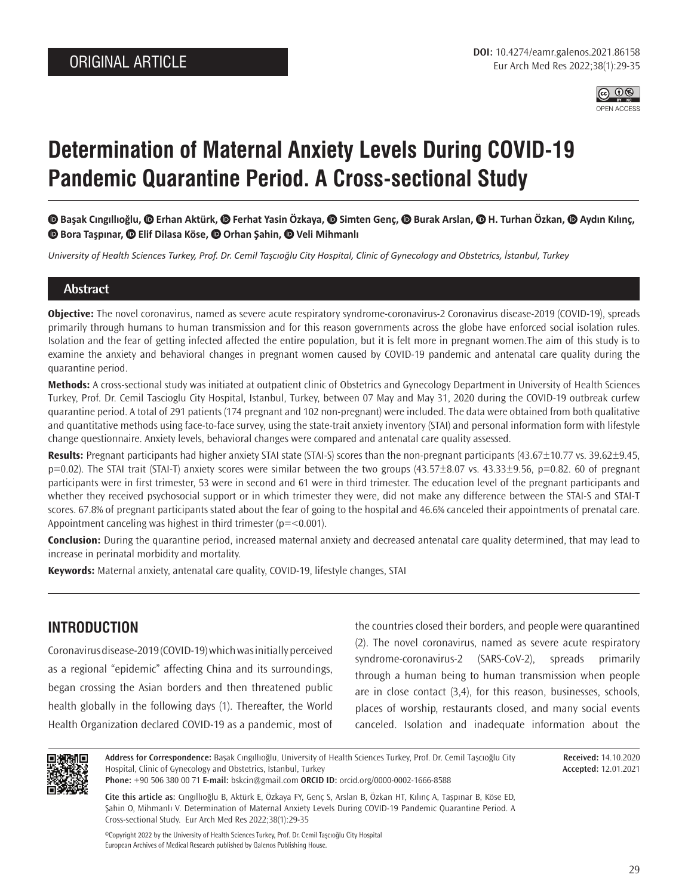ORIGINAL ARTICLE

DOI: 10.4274/eamr.galenos.2021.86158

# Determination of Maternal Anxiety Levels During COVID-19 Pandemic Quarantine Period. A Cross-sectional Study

Başak Cıngıllıoğlu, Erhan Aktürk, Ferhat Yasin Özkaya, Simten Genç, Burak Arslan, H. Turhan Özkan, Aydın Kılınç, Bora Taşpınar, Elif Dilasa Köse, Orhan Şahin, Veli Mihmanlı

*University of Health Sciences Turkey, Prof. Dr. Cemil Taşcıoğlu City Hospital, Clinic of Gynecology and Obstetrics, İstanbul, Turkey*

## Abstract

**Objective:** The novel coronavirus, named as severe acute respiratory syndrome-coronavirus-2 Coronavirus disease-2019 (COVID-19), spreads primarily through humans to human transmission and for this reason governments across the globe have enforced social isolation rules. Isolation and the fear of getting infected affected the entire population, but it is felt more in pregnant women.The aim of this study is to examine the anxiety and behavioral changes in pregnant women caused by COVID-19 pandemic and antenatal care quality during the quarantine period.

**Methods:** A cross-sectional study was initiated at outpatient clinic of Obstetrics and Gynecology Department in University of Health Sciences Turkey, Prof. Dr. Cemil Tascioglu City Hospital, Istanbul, Turkey, between 07 May and May 31, 2020 during the COVID-19 outbreak curfew quarantine period. A total of 291 patients (174 pregnant and 102 non-pregnant) were included. The data were obtained from both qualitative and quantitative methods using face-to-face survey, using the state-trait anxiety inventory (STAI) and personal information form with lifestyle change questionnaire. Anxiety levels, behavioral changes were compared and antenatal care quality assessed.

**Results:** Pregnant participants had higher anxiety STAI state (STAI-S) scores than the non-pregnant participants (43.67±10.77 vs. 39.62±9.45, p=0.02). The STAI trait (STAI-T) anxiety scores were similar between the two groups (43.57±8.07 vs. 43.33±9.56, p=0.82. 60 of pregnant participants were in first trimester, 53 were in second and 61 were in third trimester. The education level of the pregnant participants and whether they received psychosocial support or in which trimester they were, did not make any difference between the STAI-S and STAI-T scores. 67.8% of pregnant participants stated about the fear of going to the hospital and 46.6% canceled their appointments of prenatal care. Appointment canceling was highest in third trimester (p=<0.001).

**Conclusion:** During the quarantine period, increased maternal anxiety and decreased antenatal care quality determined, that may lead to increase in perinatal morbidity and mortality.

**Keywords:** Maternal anxiety, antenatal care quality, COVID-19, lifestyle changes, STAI

## INTRODUCTION

Coronavirus disease-2019 (COVID-19) which was initially perceived as a regional "epidemic" affecting China and its surroundings, began crossing the Asian borders and then threatened public health globally in the following days (1). Thereafter, the World Health Organization declared COVID-19 as a pandemic, most of the countries closed their borders, and people were quarantined (2). The novel coronavirus, named as severe acute respiratory syndrome-coronavirus-2 (SARS-CoV-2), spreads primarily through a human being to human transmission when people are in close contact (3,4), for this reason, businesses, schools, places of worship, restaurants closed, and many social events canceled. Isolation and inadequate information about the

**Address for Correspondence:** Başak Cıngıllıoğlu, University of Health Sciences Turkey, Prof. Dr. Cemil Taşcıoğlu City Hospital, Clinic of Gynecology and Obstetrics, İstanbul, Turkey
**Phone:** +90 506 380 00 71 **E-mail:** bskcin@gmail.com **ORCID ID:** orcid.org/0000-0002-1666-8588

**Received:** 14.10.2020
**Accepted:** 12.01.2021

**Cite this article as:** Cıngıllıoğlu B, Aktürk E, Özkaya FY, Genç S, Arslan B, Özkan HT, Kılınç A, Taşpınar B, Köse ED, Şahin O, Mihmanlı V. Determination of Maternal Anxiety Levels During COVID-19 Pandemic Quarantine Period. A Cross-sectional Study. Eur Arch Med Res 2022;38(1):29-35

©Copyright 2022 by the University of Health Sciences Turkey, Prof. Dr. Cemil Taşcıoğlu City Hospital
European Archives of Medical Research published by Galenos Publishing House.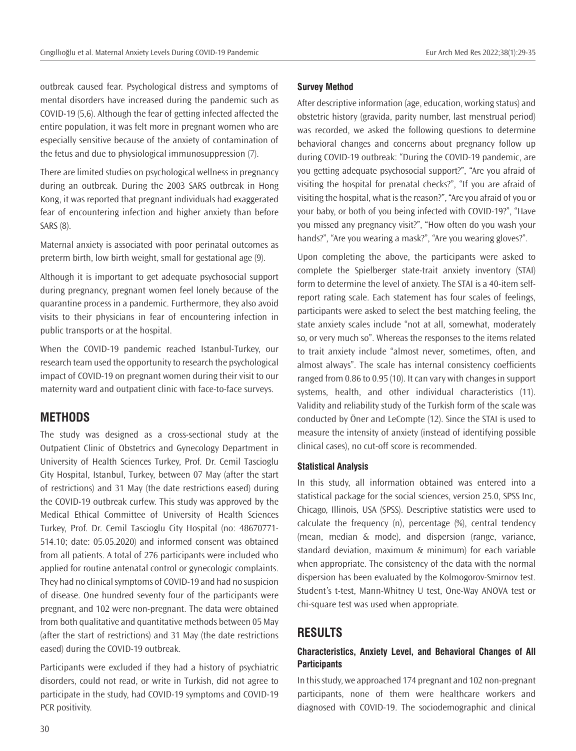outbreak caused fear. Psychological distress and symptoms of mental disorders have increased during the pandemic such as COVID-19 (5,6). Although the fear of getting infected affected the entire population, it was felt more in pregnant women who are especially sensitive because of the anxiety of contamination of the fetus and due to physiological immunosuppression (7).

There are limited studies on psychological wellness in pregnancy during an outbreak. During the 2003 SARS outbreak in Hong Kong, it was reported that pregnant individuals had exaggerated fear of encountering infection and higher anxiety than before SARS (8).

Maternal anxiety is associated with poor perinatal outcomes as preterm birth, low birth weight, small for gestational age (9).

Although it is important to get adequate psychosocial support during pregnancy, pregnant women feel lonely because of the quarantine process in a pandemic. Furthermore, they also avoid visits to their physicians in fear of encountering infection in public transports or at the hospital.

When the COVID-19 pandemic reached Istanbul-Turkey, our research team used the opportunity to research the psychological impact of COVID-19 on pregnant women during their visit to our maternity ward and outpatient clinic with face-to-face surveys.

## METHODS

The study was designed as a cross-sectional study at the Outpatient Clinic of Obstetrics and Gynecology Department in University of Health Sciences Turkey, Prof. Dr. Cemil Tascioglu City Hospital, Istanbul, Turkey, between 07 May (after the start of restrictions) and 31 May (the date restrictions eased) during the COVID-19 outbreak curfew. This study was approved by the Medical Ethical Committee of University of Health Sciences Turkey, Prof. Dr. Cemil Tascioglu City Hospital (no: 48670771-514.10; date: 05.05.2020) and informed consent was obtained from all patients. A total of 276 participants were included who applied for routine antenatal control or gynecologic complaints. They had no clinical symptoms of COVID-19 and had no suspicion of disease. One hundred seventy four of the participants were pregnant, and 102 were non-pregnant. The data were obtained from both qualitative and quantitative methods between 05 May (after the start of restrictions) and 31 May (the date restrictions eased) during the COVID-19 outbreak.

Participants were excluded if they had a history of psychiatric disorders, could not read, or write in Turkish, did not agree to participate in the study, had COVID-19 symptoms and COVID-19 PCR positivity.

### Survey Method

After descriptive information (age, education, working status) and obstetric history (gravida, parity number, last menstrual period) was recorded, we asked the following questions to determine behavioral changes and concerns about pregnancy follow up during COVID-19 outbreak: "During the COVID-19 pandemic, are you getting adequate psychosocial support?", "Are you afraid of visiting the hospital for prenatal checks?", "If you are afraid of visiting the hospital, what is the reason?", "Are you afraid of you or your baby, or both of you being infected with COVID-19?", "Have you missed any pregnancy visit?", "How often do you wash your hands?", "Are you wearing a mask?", "Are you wearing gloves?".

Upon completing the above, the participants were asked to complete the Spielberger state-trait anxiety inventory (STAI) form to determine the level of anxiety. The STAI is a 40-item self-report rating scale. Each statement has four scales of feelings, participants were asked to select the best matching feeling, the state anxiety scales include "not at all, somewhat, moderately so, or very much so". Whereas the responses to the items related to trait anxiety include "almost never, sometimes, often, and almost always". The scale has internal consistency coefficients ranged from 0.86 to 0.95 (10). It can vary with changes in support systems, health, and other individual characteristics (11). Validity and reliability study of the Turkish form of the scale was conducted by Öner and LeCompte (12). Since the STAI is used to measure the intensity of anxiety (instead of identifying possible clinical cases), no cut-off score is recommended.

### Statistical Analysis

In this study, all information obtained was entered into a statistical package for the social sciences, version 25.0, SPSS Inc, Chicago, Illinois, USA (SPSS). Descriptive statistics were used to calculate the frequency (n), percentage (%), central tendency (mean, median & mode), and dispersion (range, variance, standard deviation, maximum & minimum) for each variable when appropriate. The consistency of the data with the normal dispersion has been evaluated by the Kolmogorov-Smirnov test. Student's t-test, Mann-Whitney U test, One-Way ANOVA test or chi-square test was used when appropriate.

## RESULTS

### Characteristics, Anxiety Level, and Behavioral Changes of All Participants

In this study, we approached 174 pregnant and 102 non-pregnant participants, none of them were healthcare workers and diagnosed with COVID-19. The sociodemographic and clinical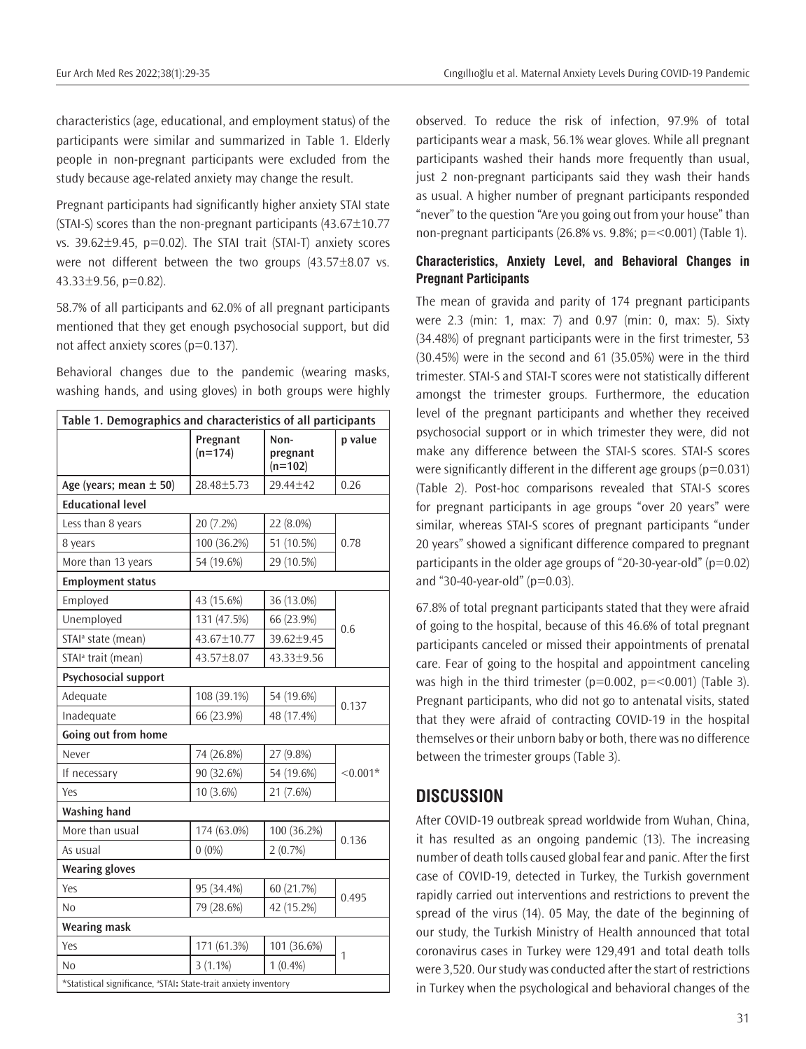characteristics (age, educational, and employment status) of the participants were similar and summarized in Table 1. Elderly people in non-pregnant participants were excluded from the study because age-related anxiety may change the result.

Pregnant participants had significantly higher anxiety STAI state (STAI-S) scores than the non-pregnant participants (43.67±10.77 vs. 39.62±9.45, p=0.02). The STAI trait (STAI-T) anxiety scores were not different between the two groups (43.57±8.07 vs. 43.33±9.56, p=0.82).

58.7% of all participants and 62.0% of all pregnant participants mentioned that they get enough psychosocial support, but did not affect anxiety scores (p=0.137).

Behavioral changes due to the pandemic (wearing masks, washing hands, and using gloves) in both groups were highly observed. To reduce the risk of infection, 97.9% of total participants wear a mask, 56.1% wear gloves. While all pregnant participants washed their hands more frequently than usual, just 2 non-pregnant participants said they wash their hands as usual. A higher number of pregnant participants responded "never" to the question "Are you going out from your house" than non-pregnant participants (26.8% vs. 9.8%; p=<0.001) (Table 1).

**Table 1. Demographics and characteristics of all participants**

| | Pregnant (n=174) | Non-pregnant (n=102) | p value |
|---|---|---|---|
| **Age (years; mean ± 50)** | 28.48±5.73 | 29.44±42 | 0.26 |
| **Educational level** | | | |
| Less than 8 years | 20 (7.2%) | 22 (8.0%) | 0.78 |
| 8 years | 100 (36.2%) | 51 (10.5%) | |
| More than 13 years | 54 (19.6%) | 29 (10.5%) | |
| **Employment status** | | | |
| Employed | 43 (15.6%) | 36 (13.0%) | 0.6 |
| Unemployed | 131 (47.5%) | 66 (23.9%) | |
| STAI[a] state (mean) | 43.67±10.77 | 39.62±9.45 | |
| STAI[a] trait (mean) | 43.57±8.07 | 43.33±9.56 | |
| **Psychosocial support** | | | |
| Adequate | 108 (39.1%) | 54 (19.6%) | 0.137 |
| Inadequate | 66 (23.9%) | 48 (17.4%) | |
| **Going out from home** | | | |
| Never | 74 (26.8%) | 27 (9.8%) | <0.001* |
| If necessary | 90 (32.6%) | 54 (19.6%) | |
| Yes | 10 (3.6%) | 21 (7.6%) | |
| **Washing hand** | | | |
| More than usual | 174 (63.0%) | 100 (36.2%) | 0.136 |
| As usual | 0 (0%) | 2 (0.7%) | |
| **Wearing gloves** | | | |
| Yes | 95 (34.4%) | 60 (21.7%) | 0.495 |
| No | 79 (28.6%) | 42 (15.2%) | |
| **Wearing mask** | | | |
| Yes | 171 (61.3%) | 101 (36.6%) | 1 |
| No | 3 (1.1%) | 1 (0.4%) | |

*Statistical significance, [a]STAI: State-trait anxiety inventory

### Characteristics, Anxiety Level, and Behavioral Changes in Pregnant Participants

The mean of gravida and parity of 174 pregnant participants were 2.3 (min: 1, max: 7) and 0.97 (min: 0, max: 5). Sixty (34.48%) of pregnant participants were in the first trimester, 53 (30.45%) were in the second and 61 (35.05%) were in the third trimester. STAI-S and STAI-T scores were not statistically different amongst the trimester groups. Furthermore, the education level of the pregnant participants and whether they received psychosocial support or in which trimester they were, did not make any difference between the STAI-S scores. STAI-S scores were significantly different in the different age groups (p=0.031) (Table 2). Post-hoc comparisons revealed that STAI-S scores for pregnant participants in age groups "over 20 years" were similar, whereas STAI-S scores of pregnant participants "under 20 years" showed a significant difference compared to pregnant participants in the older age groups of "20-30-year-old" (p=0.02) and "30-40-year-old" (p=0.03).

67.8% of total pregnant participants stated that they were afraid of going to the hospital, because of this 46.6% of total pregnant participants canceled or missed their appointments of prenatal care. Fear of going to the hospital and appointment canceling was high in the third trimester (p=0.002, p=<0.001) (Table 3). Pregnant participants, who did not go to antenatal visits, stated that they were afraid of contracting COVID-19 in the hospital themselves or their unborn baby or both, there was no difference between the trimester groups (Table 3).

## DISCUSSION

After COVID-19 outbreak spread worldwide from Wuhan, China, it has resulted as an ongoing pandemic (13). The increasing number of death tolls caused global fear and panic. After the first case of COVID-19, detected in Turkey, the Turkish government rapidly carried out interventions and restrictions to prevent the spread of the virus (14). 05 May, the date of the beginning of our study, the Turkish Ministry of Health announced that total coronavirus cases in Turkey were 129,491 and total death tolls were 3,520. Our study was conducted after the start of restrictions in Turkey when the psychological and behavioral changes of the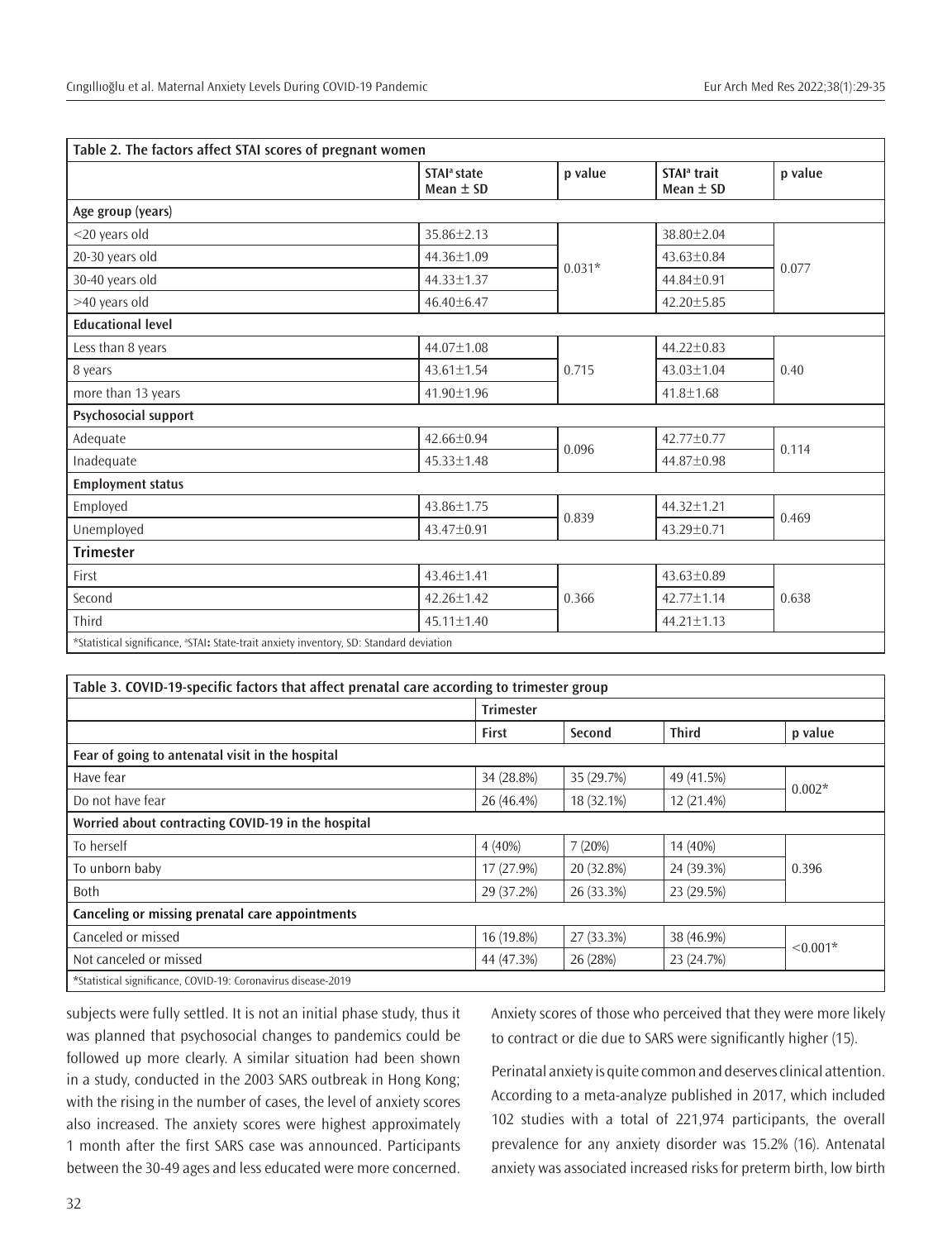| Table 2. The factors affect STAI scores of pregnant women | | | | |
|---|---|---|---|---|
| | STAI[a] state Mean ± SD | p value | STAI[a] trait Mean ± SD | p value |
| **Age group (years)** | | | | |
| <20 years old | 35.86±2.13 | 0.031* | 38.80±2.04 | 0.077 |
| 20-30 years old | 44.36±1.09 | | 43.63±0.84 | |
| 30-40 years old | 44.33±1.37 | | 44.84±0.91 | |
| >40 years old | 46.40±6.47 | | 42.20±5.85 | |
| **Educational level** | | | | |
| Less than 8 years | 44.07±1.08 | 0.715 | 44.22±0.83 | 0.40 |
| 8 years | 43.61±1.54 | | 43.03±1.04 | |
| more than 13 years | 41.90±1.96 | | 41.8±1.68 | |
| **Psychosocial support** | | | | |
| Adequate | 42.66±0.94 | 0.096 | 42.77±0.77 | 0.114 |
| Inadequate | 45.33±1.48 | | 44.87±0.98 | |
| **Employment status** | | | | |
| Employed | 43.86±1.75 | 0.839 | 44.32±1.21 | 0.469 |
| Unemployed | 43.47±0.91 | | 43.29±0.71 | |
| **Trimester** | | | | |
| First | 43.46±1.41 | 0.366 | 43.63±0.89 | 0.638 |
| Second | 42.26±1.42 | | 42.77±1.14 | |
| Third | 45.11±1.40 | | 44.21±1.13 | |

*Statistical significance, [a]STAI: State-trait anxiety inventory, SD: Standard deviation

| Table 3. COVID-19-specific factors that affect prenatal care according to trimester group | | | | |
|---|---|---|---|---|
| | Trimester | | | |
| | First | Second | Third | p value |
| **Fear of going to antenatal visit in the hospital** | | | | |
| Have fear | 34 (28.8%) | 35 (29.7%) | 49 (41.5%) | 0.002* |
| Do not have fear | 26 (46.4%) | 18 (32.1%) | 12 (21.4%) | |
| **Worried about contracting COVID-19 in the hospital** | | | | |
| To herself | 4 (40%) | 7 (20%) | 14 (40%) | 0.396 |
| To unborn baby | 17 (27.9%) | 20 (32.8%) | 24 (39.3%) | |
| Both | 29 (37.2%) | 26 (33.3%) | 23 (29.5%) | |
| **Canceling or missing prenatal care appointments** | | | | |
| Canceled or missed | 16 (19.8%) | 27 (33.3%) | 38 (46.9%) | <0.001* |
| Not canceled or missed | 44 (47.3%) | 26 (28%) | 23 (24.7%) | |

*Statistical significance, COVID-19: Coronavirus disease-2019

subjects were fully settled. It is not an initial phase study, thus it was planned that psychosocial changes to pandemics could be followed up more clearly. A similar situation had been shown in a study, conducted in the 2003 SARS outbreak in Hong Kong; with the rising in the number of cases, the level of anxiety scores also increased. The anxiety scores were highest approximately 1 month after the first SARS case was announced. Participants between the 30-49 ages and less educated were more concerned. Anxiety scores of those who perceived that they were more likely to contract or die due to SARS were significantly higher (15).

Perinatal anxiety is quite common and deserves clinical attention. According to a meta-analyze published in 2017, which included 102 studies with a total of 221,974 participants, the overall prevalence for any anxiety disorder was 15.2% (16). Antenatal anxiety was associated increased risks for preterm birth, low birth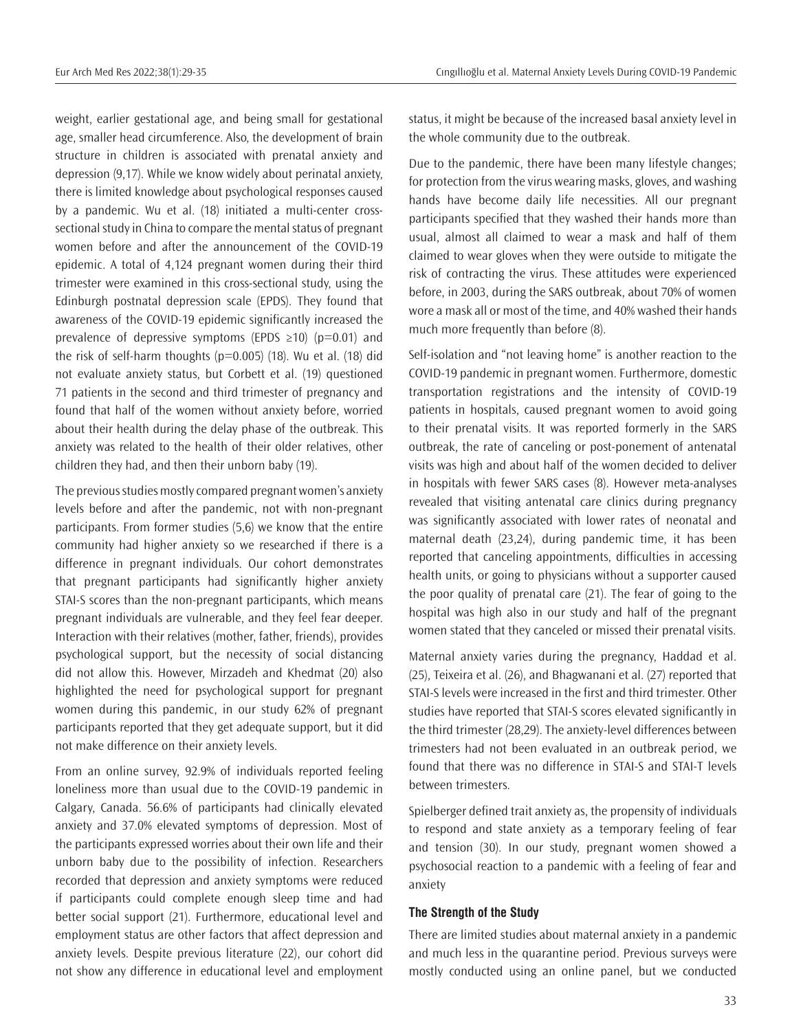weight, earlier gestational age, and being small for gestational age, smaller head circumference. Also, the development of brain structure in children is associated with prenatal anxiety and depression (9,17). While we know widely about perinatal anxiety, there is limited knowledge about psychological responses caused by a pandemic. Wu et al. (18) initiated a multi-center cross-sectional study in China to compare the mental status of pregnant women before and after the announcement of the COVID-19 epidemic. A total of 4,124 pregnant women during their third trimester were examined in this cross-sectional study, using the Edinburgh postnatal depression scale (EPDS). They found that awareness of the COVID-19 epidemic significantly increased the prevalence of depressive symptoms (EPDS $\geq$10) ($p=0.01$) and the risk of self-harm thoughts ($p=0.005$) (18). Wu et al. (18) did not evaluate anxiety status, but Corbett et al. (19) questioned 71 patients in the second and third trimester of pregnancy and found that half of the women without anxiety before, worried about their health during the delay phase of the outbreak. This anxiety was related to the health of their older relatives, other children they had, and then their unborn baby (19).

The previous studies mostly compared pregnant women's anxiety levels before and after the pandemic, not with non-pregnant participants. From former studies (5,6) we know that the entire community had higher anxiety so we researched if there is a difference in pregnant individuals. Our cohort demonstrates that pregnant participants had significantly higher anxiety STAI-S scores than the non-pregnant participants, which means pregnant individuals are vulnerable, and they feel fear deeper. Interaction with their relatives (mother, father, friends), provides psychological support, but the necessity of social distancing did not allow this. However, Mirzadeh and Khedmat (20) also highlighted the need for psychological support for pregnant women during this pandemic, in our study 62% of pregnant participants reported that they get adequate support, but it did not make difference on their anxiety levels.

From an online survey, 92.9% of individuals reported feeling loneliness more than usual due to the COVID-19 pandemic in Calgary, Canada. 56.6% of participants had clinically elevated anxiety and 37.0% elevated symptoms of depression. Most of the participants expressed worries about their own life and their unborn baby due to the possibility of infection. Researchers recorded that depression and anxiety symptoms were reduced if participants could complete enough sleep time and had better social support (21). Furthermore, educational level and employment status are other factors that affect depression and anxiety levels. Despite previous literature (22), our cohort did not show any difference in educational level and employment status, it might be because of the increased basal anxiety level in the whole community due to the outbreak.

Due to the pandemic, there have been many lifestyle changes; for protection from the virus wearing masks, gloves, and washing hands have become daily life necessities. All our pregnant participants specified that they washed their hands more than usual, almost all claimed to wear a mask and half of them claimed to wear gloves when they were outside to mitigate the risk of contracting the virus. These attitudes were experienced before, in 2003, during the SARS outbreak, about 70% of women wore a mask all or most of the time, and 40% washed their hands much more frequently than before (8).

Self-isolation and "not leaving home" is another reaction to the COVID-19 pandemic in pregnant women. Furthermore, domestic transportation registrations and the intensity of COVID-19 patients in hospitals, caused pregnant women to avoid going to their prenatal visits. It was reported formerly in the SARS outbreak, the rate of canceling or post-ponement of antenatal visits was high and about half of the women decided to deliver in hospitals with fewer SARS cases (8). However meta-analyses revealed that visiting antenatal care clinics during pregnancy was significantly associated with lower rates of neonatal and maternal death (23,24), during pandemic time, it has been reported that canceling appointments, difficulties in accessing health units, or going to physicians without a supporter caused the poor quality of prenatal care (21). The fear of going to the hospital was high also in our study and half of the pregnant women stated that they canceled or missed their prenatal visits.

Maternal anxiety varies during the pregnancy, Haddad et al. (25), Teixeira et al. (26), and Bhagwanani et al. (27) reported that STAI-S levels were increased in the first and third trimester. Other studies have reported that STAI-S scores elevated significantly in the third trimester (28,29). The anxiety-level differences between trimesters had not been evaluated in an outbreak period, we found that there was no difference in STAI-S and STAI-T levels between trimesters.

Spielberger defined trait anxiety as, the propensity of individuals to respond and state anxiety as a temporary feeling of fear and tension (30). In our study, pregnant women showed a psychosocial reaction to a pandemic with a feeling of fear and anxiety

### The Strength of the Study

There are limited studies about maternal anxiety in a pandemic and much less in the quarantine period. Previous surveys were mostly conducted using an online panel, but we conducted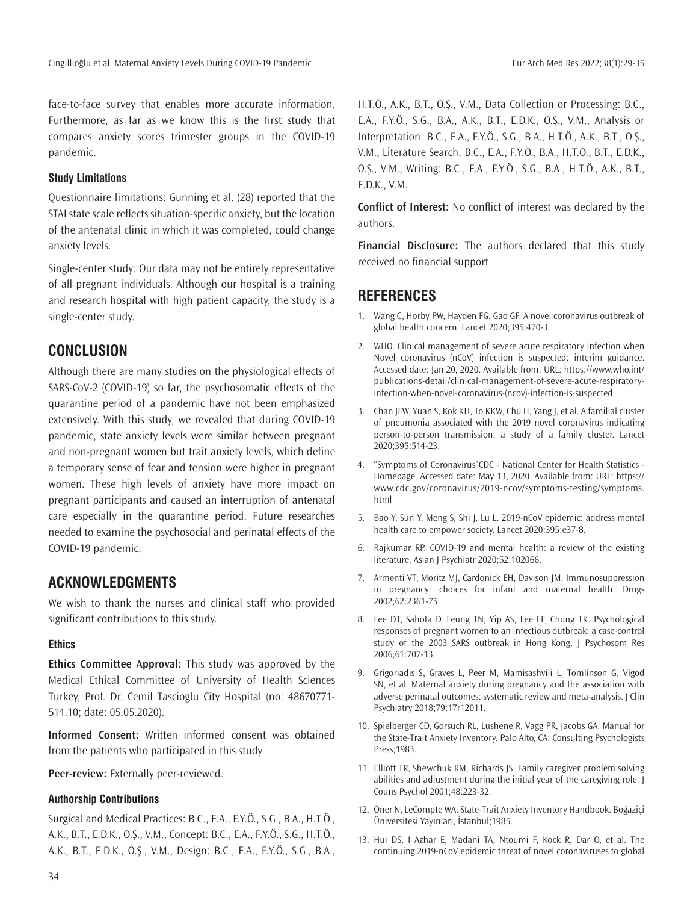face-to-face survey that enables more accurate information. Furthermore, as far as we know this is the first study that compares anxiety scores trimester groups in the COVID-19 pandemic.

### Study Limitations

Questionnaire limitations: Gunning et al. (28) reported that the STAI state scale reflects situation-specific anxiety, but the location of the antenatal clinic in which it was completed, could change anxiety levels.

Single-center study: Our data may not be entirely representative of all pregnant individuals. Although our hospital is a training and research hospital with high patient capacity, the study is a single-center study.

## CONCLUSION

Although there are many studies on the physiological effects of SARS-CoV-2 (COVID-19) so far, the psychosomatic effects of the quarantine period of a pandemic have not been emphasized extensively. With this study, we revealed that during COVID-19 pandemic, state anxiety levels were similar between pregnant and non-pregnant women but trait anxiety levels, which define a temporary sense of fear and tension were higher in pregnant women. These high levels of anxiety have more impact on pregnant participants and caused an interruption of antenatal care especially in the quarantine period. Future researches needed to examine the psychosocial and perinatal effects of the COVID-19 pandemic.

## ACKNOWLEDGMENTS

We wish to thank the nurses and clinical staff who provided significant contributions to this study.

### Ethics

**Ethics Committee Approval:** This study was approved by the Medical Ethical Committee of University of Health Sciences Turkey, Prof. Dr. Cemil Tascioglu City Hospital (no: 48670771-514.10; date: 05.05.2020).

**Informed Consent:** Written informed consent was obtained from the patients who participated in this study.

**Peer-review:** Externally peer-reviewed.

### Authorship Contributions

Surgical and Medical Practices: B.C., E.A., F.Y.Ö., S.G., B.A., H.T.Ö., A.K., B.T., E.D.K., O.Ş., V.M., Concept: B.C., E.A., F.Y.Ö., S.G., H.T.Ö., A.K., B.T., E.D.K., O.Ş., V.M., Design: B.C., E.A., F.Y.Ö., S.G., B.A., H.T.Ö., A.K., B.T., O.Ş., V.M., Data Collection or Processing: B.C., E.A., F.Y.Ö., S.G., B.A., A.K., B.T., E.D.K., O.Ş., V.M., Analysis or Interpretation: B.C., E.A., F.Y.Ö., S.G., B.A., H.T.Ö., A.K., B.T., O.Ş., V.M., Literature Search: B.C., E.A., F.Y.Ö., B.A., H.T.Ö., B.T., E.D.K., O.Ş., V.M., Writing: B.C., E.A., F.Y.Ö., S.G., B.A., H.T.Ö., A.K., B.T., E.D.K., V.M.

**Conflict of Interest:** No conflict of interest was declared by the authors.

**Financial Disclosure:** The authors declared that this study received no financial support.

## REFERENCES

1. Wang C, Horby PW, Hayden FG, Gao GF. A novel coronavirus outbreak of global health concern. Lancet 2020;395:470-3.
2. WHO. Clinical management of severe acute respiratory infection when Novel coronavirus (nCoV) infection is suspected: interim guidance. Accessed date: Jan 20, 2020. Available from: URL: https://www.who.int/publications-detail/clinical-management-of-severe-acute-respiratory-infection-when-novel-coronavirus-(ncov)-infection-is-suspected
3. Chan JFW, Yuan S, Kok KH, To KKW, Chu H, Yang J, et al. A familial cluster of pneumonia associated with the 2019 novel coronavirus indicating person-to-person transmission: a study of a family cluster. Lancet 2020;395:514-23.
4. ''Symptoms of Coronavirus''CDC - National Center for Health Statistics - Homepage. Accessed date: May 13, 2020. Available from: URL: https://www.cdc.gov/coronavirus/2019-ncov/symptoms-testing/symptoms.html
5. Bao Y, Sun Y, Meng S, Shi J, Lu L. 2019-nCoV epidemic: address mental health care to empower society. Lancet 2020;395:e37-8.
6. Rajkumar RP. COVID-19 and mental health: a review of the existing literature. Asian J Psychiatr 2020;52:102066.
7. Armenti VT, Moritz MJ, Cardonick EH, Davison JM. Immunosuppression in pregnancy: choices for infant and maternal health. Drugs 2002;62:2361-75.
8. Lee DT, Sahota D, Leung TN, Yip AS, Lee FF, Chung TK. Psychological responses of pregnant women to an infectious outbreak: a case-control study of the 2003 SARS outbreak in Hong Kong. J Psychosom Res 2006;61:707-13.
9. Grigoriadis S, Graves L, Peer M, Mamisashvili L, Tomlinson G, Vigod SN, et al. Maternal anxiety during pregnancy and the association with adverse perinatal outcomes: systematic review and meta-analysis. J Clin Psychiatry 2018;79:17r12011.
10. Spielberger CD, Gorsuch RL, Lushene R, Vagg PR, Jacobs GA. Manual for the State-Trait Anxiety Inventory. Palo Alto, CA: Consulting Psychologists Press;1983.
11. Elliott TR, Shewchuk RM, Richards JS. Family caregiver problem solving abilities and adjustment during the initial year of the caregiving role. J Couns Psychol 2001;48:223-32.
12. Öner N, LeCompte WA. State-Trait Anxiety Inventory Handbook. Boğaziçi Üniversitesi Yayınları, İstanbul;1985.
13. Hui DS, I Azhar E, Madani TA, Ntoumi F, Kock R, Dar O, et al. The continuing 2019-nCoV epidemic threat of novel coronaviruses to global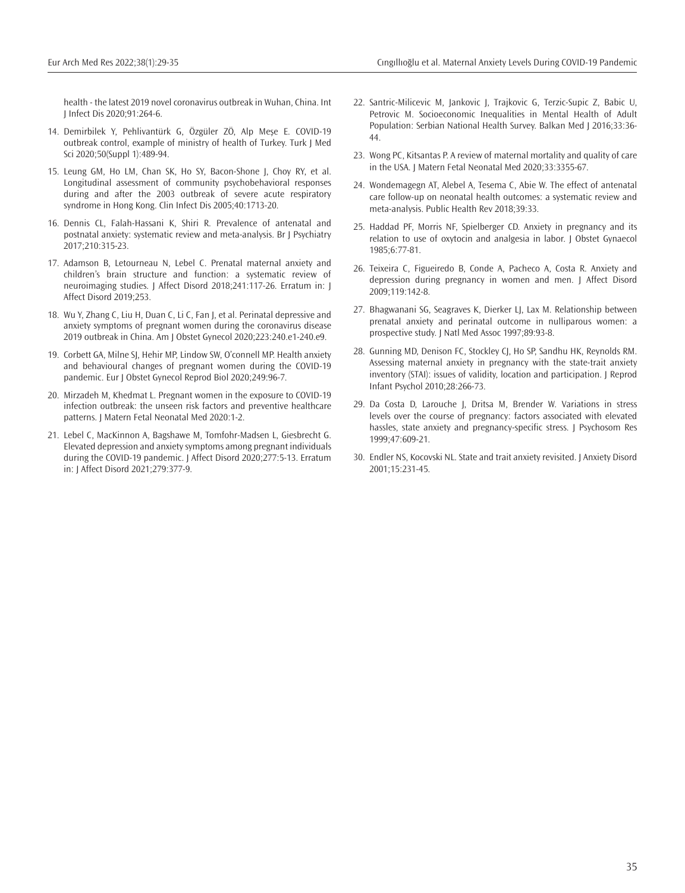health - the latest 2019 novel coronavirus outbreak in Wuhan, China. Int J Infect Dis 2020;91:264-6.

14. Demirbilek Y, Pehlivantürk G, Özgüler ZÖ, Alp Meşe E. COVID-19 outbreak control, example of ministry of health of Turkey. Turk J Med Sci 2020;50(Suppl 1):489-94.
15. Leung GM, Ho LM, Chan SK, Ho SY, Bacon-Shone J, Choy RY, et al. Longitudinal assessment of community psychobehavioral responses during and after the 2003 outbreak of severe acute respiratory syndrome in Hong Kong. Clin Infect Dis 2005;40:1713-20.
16. Dennis CL, Falah-Hassani K, Shiri R. Prevalence of antenatal and postnatal anxiety: systematic review and meta-analysis. Br J Psychiatry 2017;210:315-23.
17. Adamson B, Letourneau N, Lebel C. Prenatal maternal anxiety and children's brain structure and function: a systematic review of neuroimaging studies. J Affect Disord 2018;241:117-26. Erratum in: J Affect Disord 2019;253.
18. Wu Y, Zhang C, Liu H, Duan C, Li C, Fan J, et al. Perinatal depressive and anxiety symptoms of pregnant women during the coronavirus disease 2019 outbreak in China. Am J Obstet Gynecol 2020;223:240.e1-240.e9.
19. Corbett GA, Milne SJ, Hehir MP, Lindow SW, O'connell MP. Health anxiety and behavioural changes of pregnant women during the COVID-19 pandemic. Eur J Obstet Gynecol Reprod Biol 2020;249:96-7.
20. Mirzadeh M, Khedmat L. Pregnant women in the exposure to COVID-19 infection outbreak: the unseen risk factors and preventive healthcare patterns. J Matern Fetal Neonatal Med 2020:1-2.
21. Lebel C, MacKinnon A, Bagshawe M, Tomfohr-Madsen L, Giesbrecht G. Elevated depression and anxiety symptoms among pregnant individuals during the COVID-19 pandemic. J Affect Disord 2020;277:5-13. Erratum in: J Affect Disord 2021;279:377-9.
22. Santric-Milicevic M, Jankovic J, Trajkovic G, Terzic-Supic Z, Babic U, Petrovic M. Socioeconomic Inequalities in Mental Health of Adult Population: Serbian National Health Survey. Balkan Med J 2016;33:36-44.
23. Wong PC, Kitsantas P. A review of maternal mortality and quality of care in the USA. J Matern Fetal Neonatal Med 2020;33:3355-67.
24. Wondemagegn AT, Alebel A, Tesema C, Abie W. The effect of antenatal care follow-up on neonatal health outcomes: a systematic review and meta-analysis. Public Health Rev 2018;39:33.
25. Haddad PF, Morris NF, Spielberger CD. Anxiety in pregnancy and its relation to use of oxytocin and analgesia in labor. J Obstet Gynaecol 1985;6:77-81.
26. Teixeira C, Figueiredo B, Conde A, Pacheco A, Costa R. Anxiety and depression during pregnancy in women and men. J Affect Disord 2009;119:142-8.
27. Bhagwanani SG, Seagraves K, Dierker LJ, Lax M. Relationship between prenatal anxiety and perinatal outcome in nulliparous women: a prospective study. J Natl Med Assoc 1997;89:93-8.
28. Gunning MD, Denison FC, Stockley CJ, Ho SP, Sandhu HK, Reynolds RM. Assessing maternal anxiety in pregnancy with the state-trait anxiety inventory (STAI): issues of validity, location and participation. J Reprod Infant Psychol 2010;28:266-73.
29. Da Costa D, Larouche J, Dritsa M, Brender W. Variations in stress levels over the course of pregnancy: factors associated with elevated hassles, state anxiety and pregnancy-specific stress. J Psychosom Res 1999;47:609-21.
30. Endler NS, Kocovski NL. State and trait anxiety revisited. J Anxiety Disord 2001;15:231-45.